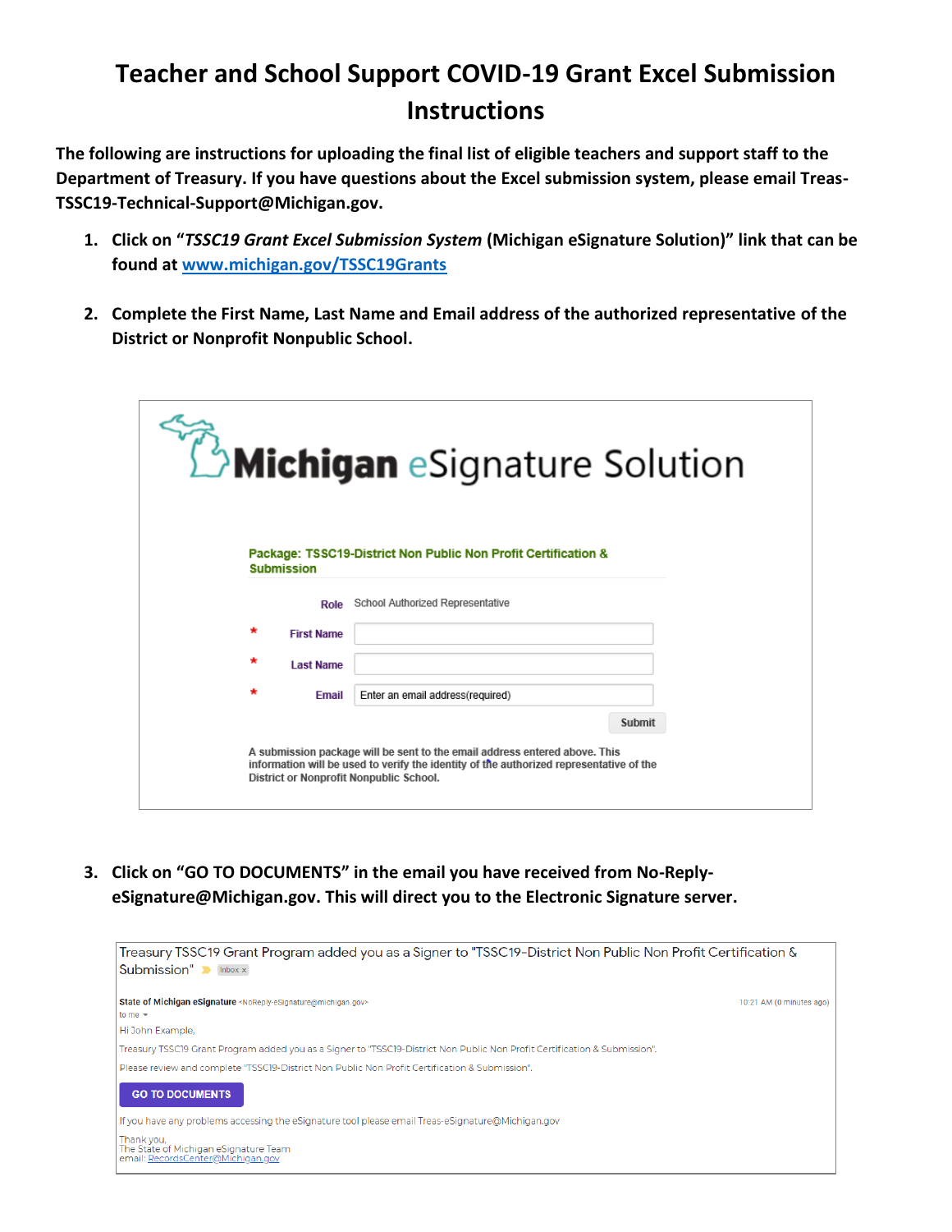# Teacher and School Support COVID-19 Grant Excel Submission Instructions

**The following are instructions for uploading the final list of eligible teachers and support staff to the Department of Treasury. If you have questions about the Excel submission system, please email Treas-TSSC19-Technical-Support@Michigan.gov.**

1. **Click on "*TSSC19 Grant Excel Submission System* (Michigan eSignature Solution)" link that can be found at [www.michigan.gov/TSSC19Grants](http://www.michigan.gov/TSSC19Grants)**

2. **Complete the First Name, Last Name and Email address of the authorized representative of the District or Nonprofit Nonpublic School.**

Michigan eSignature Solution

Package: TSSC19-District Non Public Non Profit Certification & Submission

Role: School Authorized Representative

\* First Name

\* Last Name

\* Email: Enter an email address(required)

Submit

A submission package will be sent to the email address entered above. This information will be used to verify the identity of the authorized representative of the District or Nonprofit Nonpublic School.

3. **Click on "GO TO DOCUMENTS" in the email you have received from No-Reply-eSignature@Michigan.gov. This will direct you to the Electronic Signature server.**

Treasury TSSC19 Grant Program added you as a Signer to "TSSC19-District Non Public Non Profit Certification & Submission" Inbox ×

State of Michigan eSignature <NoReply-eSignature@michigan.gov> 10:21 AM (0 minutes ago)

to me

Hi John Example,

Treasury TSSC19 Grant Program added you as a Signer to "TSSC19-District Non Public Non Profit Certification & Submission".

Please review and complete "TSSC19-District Non Public Non Profit Certification & Submission".

GO TO DOCUMENTS

If you have any problems accessing the eSignature tool please email Treas-eSignature@Michigan.gov

Thank you,
The State of Michigan eSignature Team
email: RecordsCenter@Michigan.gov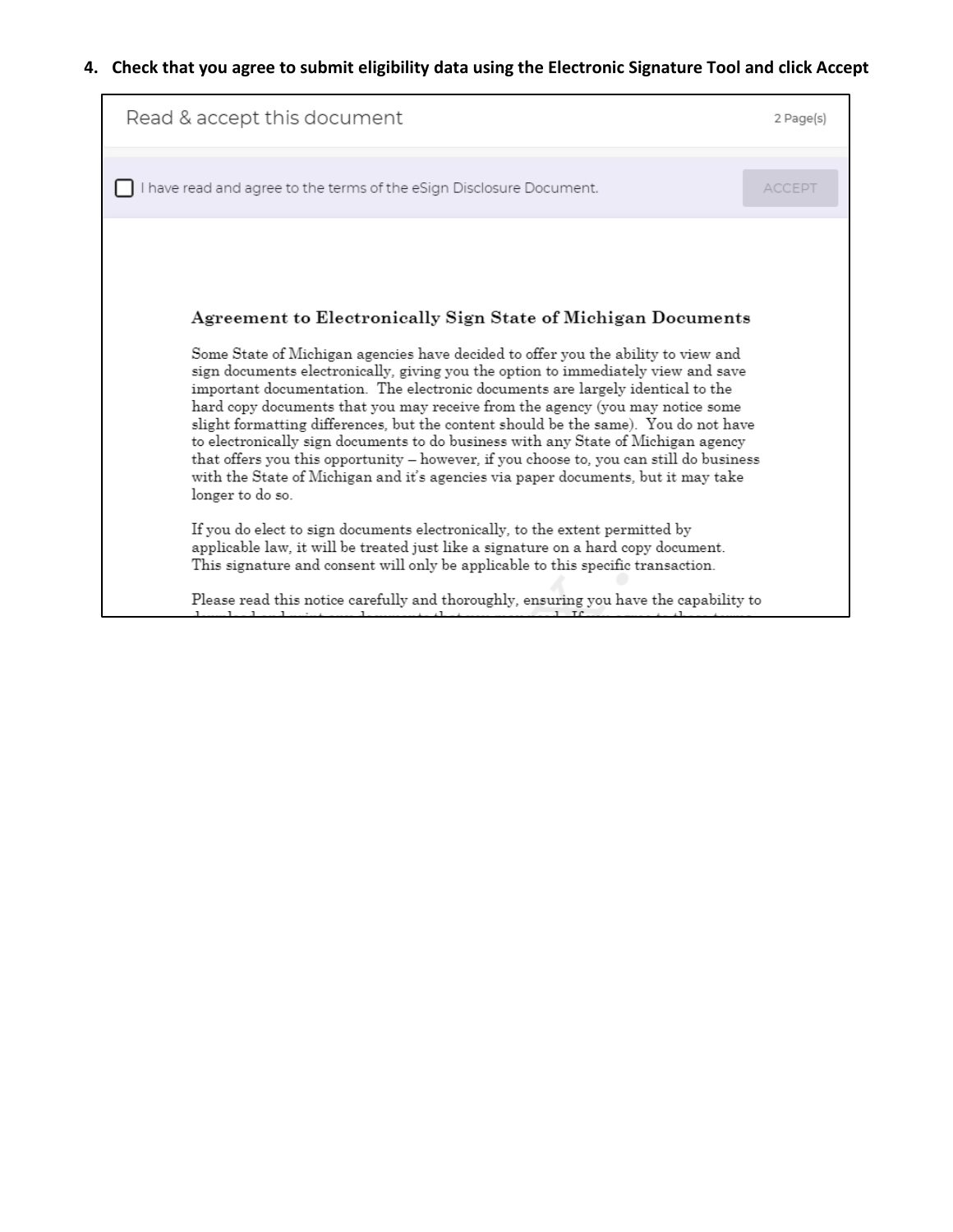4. **Check that you agree to submit eligibility data using the Electronic Signature Tool and click Accept**

Read & accept this document

2 Page(s)

☐ I have read and agree to the terms of the eSign Disclosure Document.

ACCEPT

### Agreement to Electronically Sign State of Michigan Documents

Some State of Michigan agencies have decided to offer you the ability to view and sign documents electronically, giving you the option to immediately view and save important documentation. The electronic documents are largely identical to the hard copy documents that you may receive from the agency (you may notice some slight formatting differences, but the content should be the same). You do not have to electronically sign documents to do business with any State of Michigan agency that offers you this opportunity – however, if you choose to, you can still do business with the State of Michigan and it's agencies via paper documents, but it may take longer to do so.

If you do elect to sign documents electronically, to the extent permitted by applicable law, it will be treated just like a signature on a hard copy document. This signature and consent will only be applicable to this specific transaction.

Please read this notice carefully and thoroughly, ensuring you have the capability to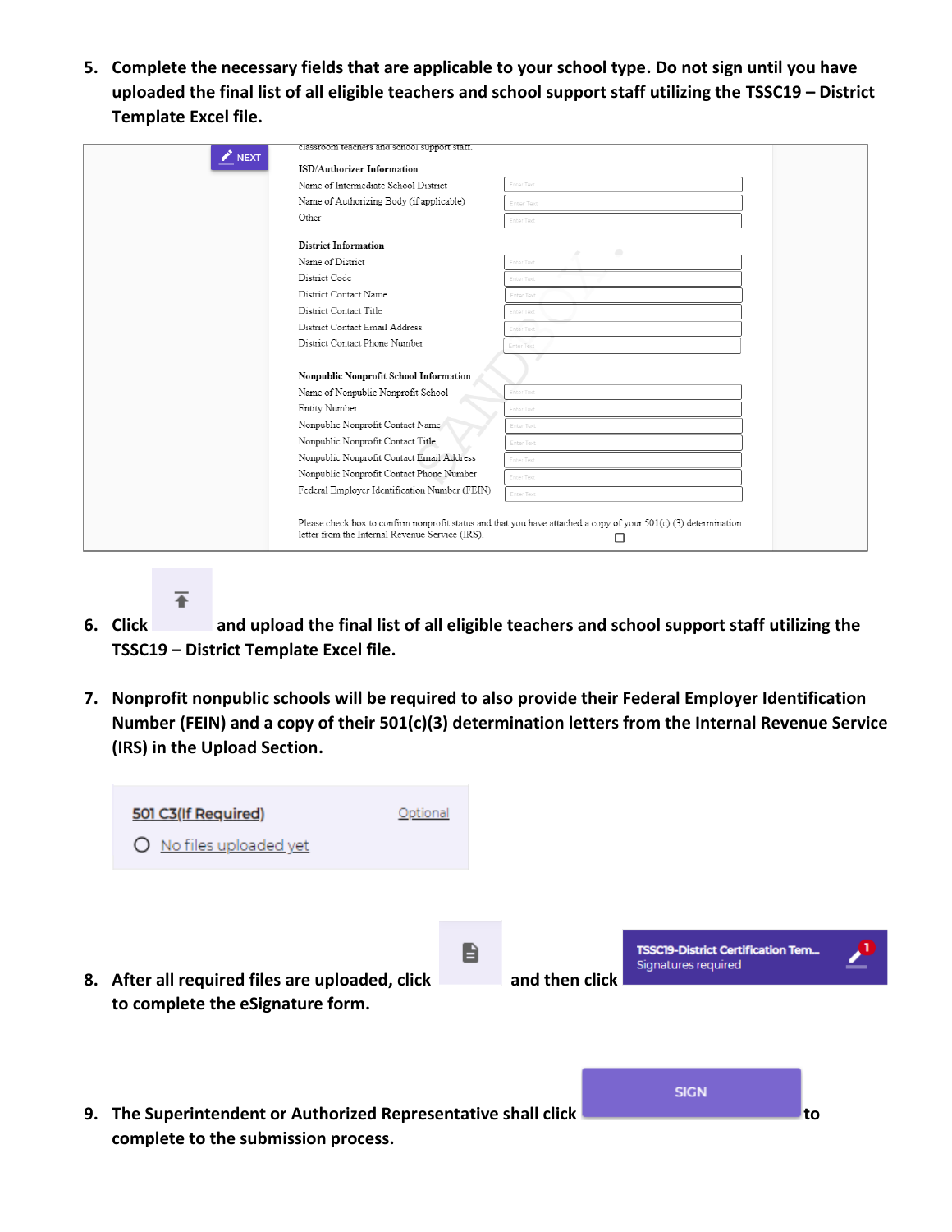5. Complete the necessary fields that are applicable to your school type. Do not sign until you have uploaded the final list of all eligible teachers and school support staff utilizing the TSSC19 – District Template Excel file.

NEXT

classroom teachers and school support staff.

**ISD/Authorizer Information**

Name of Intermediate School District

Name of Authorizing Body (if applicable)

Other

**District Information**

Name of District

District Code

District Contact Name

District Contact Title

District Contact Email Address

District Contact Phone Number

**Nonpublic Nonprofit School Information**

Name of Nonpublic Nonprofit School

Entity Number

Nonpublic Nonprofit Contact Name

Nonpublic Nonprofit Contact Title

Nonpublic Nonprofit Contact Email Address

Nonpublic Nonprofit Contact Phone Number

Federal Employer Identification Number (FEIN)

Please check box to confirm nonprofit status and that you have attached a copy of your 501(c) (3) determination letter from the Internal Revenue Service (IRS). ☐

6. Click and upload the final list of all eligible teachers and school support staff utilizing the TSSC19 – District Template Excel file.

7. Nonprofit nonpublic schools will be required to also provide their Federal Employer Identification Number (FEIN) and a copy of their 501(c)(3) determination letters from the Internal Revenue Service (IRS) in the Upload Section.

501 C3(If Required) Optional

No files uploaded yet

8. After all required files are uploaded, click and then click TSSC19-District Certification Tem... Signatures required to complete the eSignature form.

9. The Superintendent or Authorized Representative shall click SIGN to complete to the submission process.